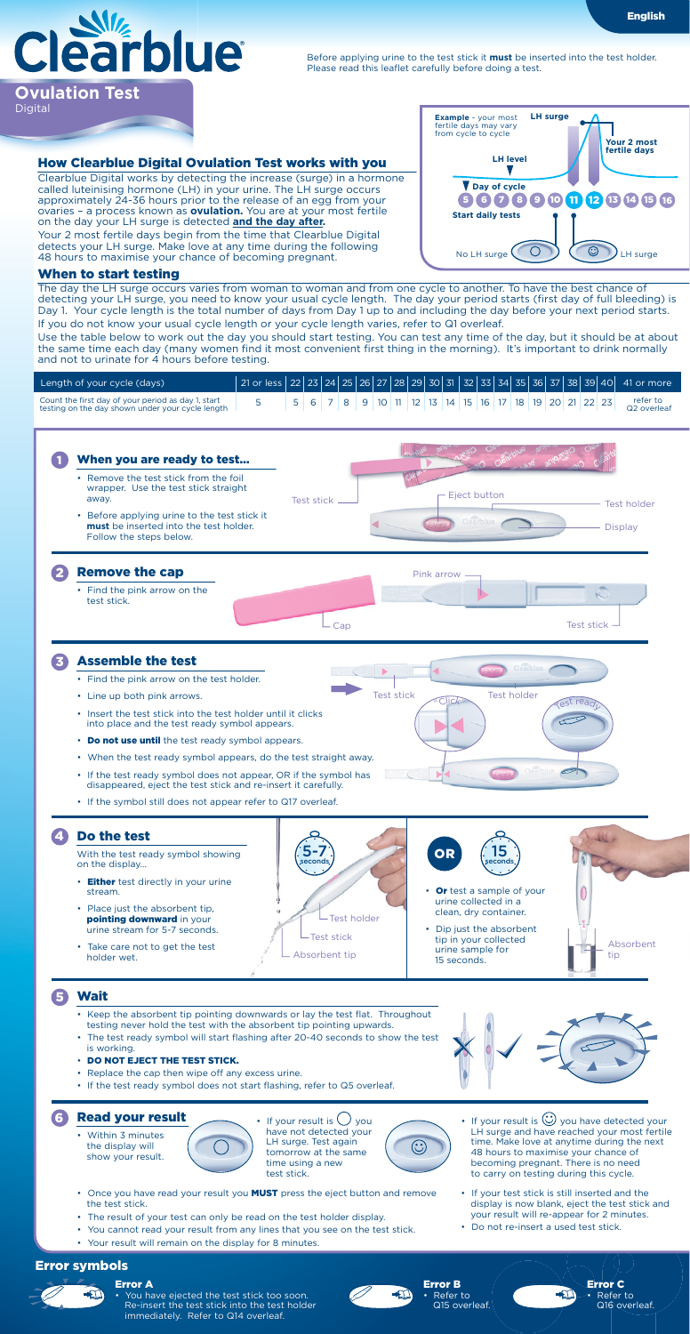English

# Clearblue®

## Ovulation Test
Digital

Before applying urine to the test stick it **must** be inserted into the test holder. Please read this leaflet carefully before doing a test.

## How Clearblue Digital Ovulation Test works with you

Clearblue Digital works by detecting the increase (surge) in a hormone called luteinising hormone (LH) in your urine. The LH surge occurs approximately 24-36 hours prior to the release of an egg from your ovaries – a process known as **ovulation.** You are at your most fertile on the day your LH surge is detected **and the day after.**

Your 2 most fertile days begin from the time that Clearblue Digital detects your LH surge. Make love at any time during the following 48 hours to maximise your chance of becoming pregnant.

**Example** - your most fertile days may vary from cycle to cycle

LH surge

LH level

Your 2 most fertile days

Day of cycle

5 6 7 8 9 10 11 12 13 14 15 16

Start daily tests

No LH surge — LH surge

## When to start testing

The day the LH surge occurs varies from woman to woman and from one cycle to another. To have the best chance of detecting your LH surge, you need to know your usual cycle length. The day your period starts (first day of full bleeding) is Day 1. Your cycle length is the total number of days from Day 1 up to and including the day before your next period starts. If you do not know your usual cycle length or your cycle length varies, refer to Q1 overleaf.

Use the table below to work out the day you should start testing. You can test any time of the day, but it should be at about the same time each day (many women find it most convenient first thing in the morning). It's important to drink normally and not to urinate for 4 hours before testing.

| Length of your cycle (days) | 21 or less | 22 | 23 | 24 | 25 | 26 | 27 | 28 | 29 | 30 | 31 | 32 | 33 | 34 | 35 | 36 | 37 | 38 | 39 | 40 | 41 or more |
|---|---|---|---|---|---|---|---|---|---|---|---|---|---|---|---|---|---|---|---|---|---|
| Count the first day of your period as day 1, start testing on the day shown under your cycle length | 5 | 5 | 6 | 7 | 8 | 9 | 10 | 11 | 12 | 13 | 14 | 15 | 16 | 17 | 18 | 19 | 20 | 21 | 22 | 23 | refer to Q2 overleaf |

## 1 When you are ready to test...

- Remove the test stick from the foil wrapper. Use the test stick straight away.
- Before applying urine to the test stick it **must** be inserted into the test holder. Follow the steps below.

Test stick — Eject button — Test holder — Display

## 2 Remove the cap

- Find the pink arrow on the test stick.

Pink arrow — Cap — Test stick

## 3 Assemble the test

- Find the pink arrow on the test holder.
- Line up both pink arrows.
- Insert the test stick into the test holder until it clicks into place and the test ready symbol appears.
- **Do not use until** the test ready symbol appears.
- When the test ready symbol appears, do the test straight away.
- If the test ready symbol does not appear, OR if the symbol has disappeared, eject the test stick and re-insert it carefully.
- If the symbol still does not appear refer to Q17 overleaf.

Test stick — Test holder — Click — Test ready

## 4 Do the test

With the test ready symbol showing on the display...

- **Either** test directly in your urine stream.
- Place just the absorbent tip, **pointing downward** in your urine stream for 5-7 seconds.
- Take care not to get the test holder wet.

5-7 seconds — Test holder — Test stick — Absorbent tip

OR

15 seconds

- **Or** test a sample of your urine collected in a clean, dry container.
- Dip just the absorbent tip in your collected urine sample for 15 seconds.

Absorbent tip

## 5 Wait

- Keep the absorbent tip pointing downwards or lay the test flat. Throughout testing never hold the test with the absorbent tip pointing upwards.
- The test ready symbol will start flashing after 20-40 seconds to show the test is working.
- **DO NOT EJECT THE TEST STICK.**
- Replace the cap then wipe off any excess urine.
- If the test ready symbol does not start flashing, refer to Q5 overleaf.

## 6 Read your result

- Within 3 minutes the display will show your result.
- If your result is ◯ you have not detected your LH surge. Test again tomorrow at the same time using a new test stick.
- If your result is ☺ you have detected your LH surge and have reached your most fertile time. Make love at anytime during the next 48 hours to maximise your chance of becoming pregnant. There is no need to carry on testing during this cycle.
- Once you have read your result you **MUST** press the eject button and remove the test stick.
- The result of your test can only be read on the test holder display.
- You cannot read your result from any lines that you see on the test stick.
- Your result will remain on the display for 8 minutes.
- If your test stick is still inserted and the display is now blank, eject the test stick and your result will re-appear for 2 minutes.
- Do not re-insert a used test stick.

## Error symbols

**Error A**
- You have ejected the test stick too soon. Re-insert the test stick into the test holder immediately. Refer to Q14 overleaf.

**Error B**
- Refer to Q15 overleaf.

**Error C**
- Refer to Q16 overleaf.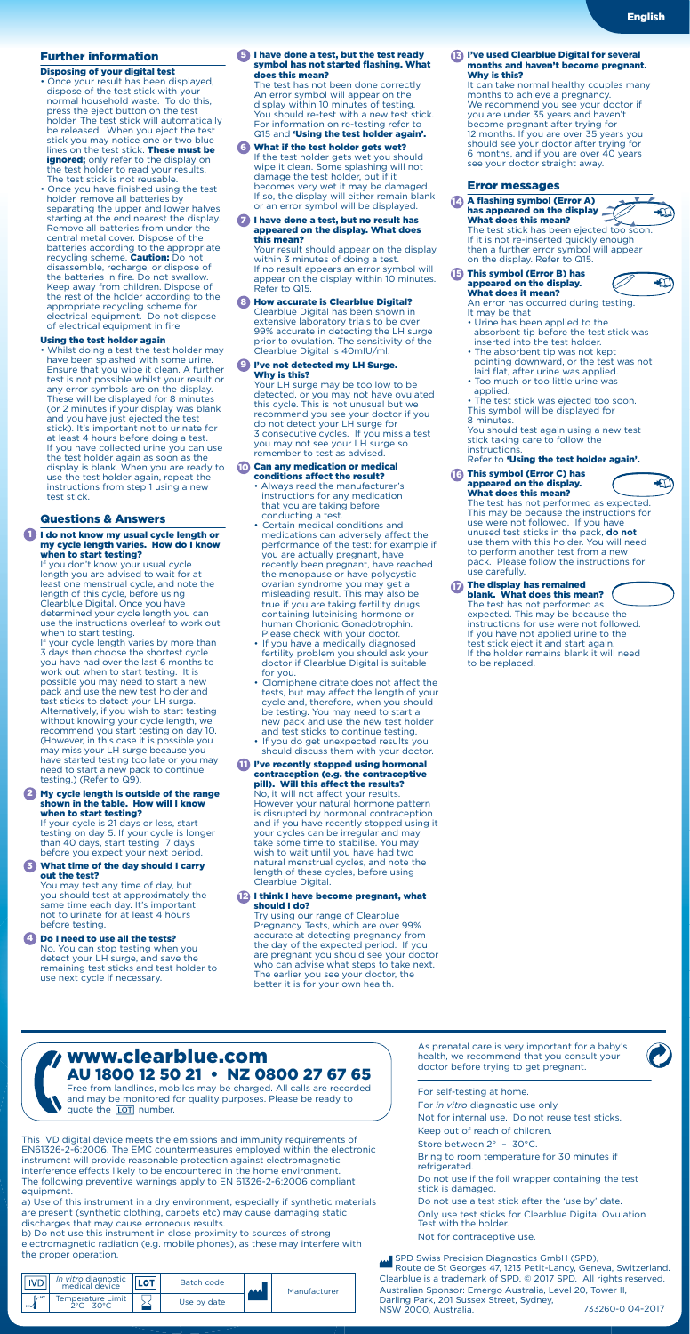## Further information

### Disposing of your digital test

- Once your result has been displayed, dispose of the test stick with your normal household waste. To do this, press the eject button on the test holder. The test stick will automatically be released. When you eject the test stick you may notice one or two blue lines on the test stick. **These must be ignored;** only refer to the display on the test holder to read your results. The test stick is not reusable.
- Once you have finished using the test holder, remove all batteries by separating the upper and lower halves starting at the end nearest the display. Remove all batteries from under the central metal cover. Dispose of the batteries according to the appropriate recycling scheme. **Caution:** Do not disassemble, recharge, or dispose of the batteries in fire. Do not swallow. Keep away from children. Dispose of the rest of the holder according to the appropriate recycling scheme for electrical equipment. Do not dispose of electrical equipment in fire.

### Using the test holder again

- Whilst doing a test the test holder may have been splashed with some urine. Ensure that you wipe it clean. A further test is not possible whilst your result or any error symbols are on the display. These will be displayed for 8 minutes (or 2 minutes if your display was blank and you have just ejected the test stick). It's important not to urinate for at least 4 hours before doing a test. If you have collected urine you can use the test holder again as soon as the display is blank. When you are ready to use the test holder again, repeat the instructions from step 1 using a new test stick.

## Questions & Answers

**1 I do not know my usual cycle length or my cycle length varies. How do I know when to start testing?**

If you don't know your usual cycle length you are advised to wait for at least one menstrual cycle, and note the length of this cycle, before using Clearblue Digital. Once you have determined your cycle length you can use the instructions overleaf to work out when to start testing.

If your cycle length varies by more than 3 days then choose the shortest cycle you have had over the last 6 months to work out when to start testing. It is possible you may need to start a new pack and use the new test holder and test sticks to detect your LH surge. Alternatively, if you wish to start testing without knowing your cycle length, we recommend you start testing on day 10. (However, in this case it is possible you may miss your LH surge because you have started testing too late or you may need to start a new pack to continue testing.) (Refer to Q9).

**2 My cycle length is outside of the range shown in the table. How will I know when to start testing?**

If your cycle is 21 days or less, start testing on day 5. If your cycle is longer than 40 days, start testing 17 days before you expect your next period.

**3 What time of the day should I carry out the test?**

You may test any time of day, but you should test at approximately the same time each day. It's important not to urinate for at least 4 hours before testing.

**4 Do I need to use all the tests?**

No. You can stop testing when you detect your LH surge, and save the remaining test sticks and test holder to use next cycle if necessary.

**5 I have done a test, but the test ready symbol has not started flashing. What does this mean?**

The test has not been done correctly. An error symbol will appear on the display within 10 minutes of testing. You should re-test with a new test stick. For information on re-testing refer to Q15 and **'Using the test holder again'.**

**6 What if the test holder gets wet?**

If the test holder gets wet you should wipe it clean. Some splashing will not damage the test holder, but if it becomes very wet it may be damaged. If so, the display will either remain blank or an error symbol will be displayed.

**7 I have done a test, but no result has appeared on the display. What does this mean?**

Your result should appear on the display within 3 minutes of doing a test. If no result appears an error symbol will appear on the display within 10 minutes. Refer to Q15.

**8 How accurate is Clearblue Digital?**

Clearblue Digital has been shown in extensive laboratory trials to be over 99% accurate in detecting the LH surge prior to ovulation. The sensitivity of the Clearblue Digital is 40mIU/ml.

**9 I've not detected my LH Surge. Why is this?**

Your LH surge may be too low to be detected, or you may not have ovulated this cycle. This is not unusual but we recommend you see your doctor if you do not detect your LH surge for 3 consecutive cycles. If you miss a test you may not see your LH surge so remember to test as advised.

**10 Can any medication or medical conditions affect the result?**

- Always read the manufacturer's instructions for any medication that you are taking before conducting a test.
- Certain medical conditions and medications can adversely affect the performance of the test: for example if you are actually pregnant, have recently been pregnant, have reached the menopause or have polycystic ovarian syndrome you may get a misleading result. This may also be true if you are taking fertility drugs containing luteinising hormone or human Chorionic Gonadotrophin. Please check with your doctor.
- If you have a medically diagnosed fertility problem you should ask your doctor if Clearblue Digital is suitable for you.
- Clomiphene citrate does not affect the tests, but may affect the length of your cycle and, therefore, when you should be testing. You may need to start a new pack and use the new test holder and test sticks to continue testing.
- If you do get unexpected results you should discuss them with your doctor.

**11 I've recently stopped using hormonal contraception (e.g. the contraceptive pill). Will this affect the results?**

No, it will not affect your results. However your natural hormone pattern is disrupted by hormonal contraception and if you have recently stopped using it your cycles can be irregular and may take some time to stabilise. You may wish to wait until you have had two natural menstrual cycles, and note the length of these cycles, before using Clearblue Digital.

**12 I think I have become pregnant, what should I do?**

Try using our range of Clearblue Pregnancy Tests, which are over 99% accurate at detecting pregnancy from the day of the expected period. If you are pregnant you should see your doctor who can advise what steps to take next. The earlier you see your doctor, the better it is for your own health.

**13 I've used Clearblue Digital for several months and haven't become pregnant. Why is this?**

It can take normal healthy couples many months to achieve a pregnancy. We recommend you see your doctor if you are under 35 years and haven't become pregnant after trying for 12 months. If you are over 35 years you should see your doctor after trying for 6 months, and if you are over 40 years see your doctor straight away.

## Error messages

**14 A flashing symbol (Error A) has appeared on the display. What does this mean?**

The test stick has been ejected too soon. If it is not re-inserted quickly enough then a further error symbol will appear on the display. Refer to Q15.

**15 This symbol (Error B) has appeared on the display. What does it mean?**

An error has occurred during testing. It may be that

- Urine has been applied to the absorbent tip before the test stick was inserted into the test holder.
- The absorbent tip was not kept pointing downward, or the test was not laid flat, after urine was applied.
- Too much or too little urine was applied.
- The test stick was ejected too soon.

This symbol will be displayed for 8 minutes.

You should test again using a new test stick taking care to follow the instructions.

Refer to **'Using the test holder again'.**

**16 This symbol (Error C) has appeared on the display. What does this mean?**

The test has not performed as expected. This may be because the instructions for use were not followed. If you have unused test sticks in the pack, **do not** use them with this holder. You will need to perform another test from a new pack. Please follow the instructions for use carefully.

**17 The display has remained blank. What does this mean?**

The test has not performed as expected. This may be because the instructions for use were not followed. If you have not applied urine to the test stick eject it and start again. If the holder remains blank it will need to be replaced.

---

**www.clearblue.com**
**AU 1800 12 50 21 • NZ 0800 27 67 65**

Free from landlines, mobiles may be charged. All calls are recorded and may be monitored for quality purposes. Please be ready to quote the LOT number.

This IVD digital device meets the emissions and immunity requirements of EN61326-2-6:2006. The EMC countermeasures employed within the electronic instrument will provide reasonable protection against electromagnetic interference effects likely to be encountered in the home environment. The following preventive warnings apply to EN 61326-2-6:2006 compliant equipment.

a) Use of this instrument in a dry environment, especially if synthetic materials are present (synthetic clothing, carpets etc) may cause damaging static discharges that may cause erroneous results.

b) Do not use this instrument in close proximity to sources of strong electromagnetic radiation (e.g. mobile phones), as these may interfere with the proper operation.

| | | | | | |
|---|---|---|---|---|---|
| IVD | *In vitro* diagnostic medical device | LOT | Batch code | | Manufacturer |
| | Temperature Limit 2°C - 30°C | | Use by date | | |

As prenatal care is very important for a baby's health, we recommend that you consult your doctor before trying to get pregnant.

For self-testing at home.

For *in vitro* diagnostic use only.

Not for internal use. Do not reuse test sticks.

Keep out of reach of children.

Store between 2° – 30°C.

Bring to room temperature for 30 minutes if refrigerated.

Do not use if the foil wrapper containing the test stick is damaged.

Do not use a test stick after the 'use by' date.

Only use test sticks for Clearblue Digital Ovulation Test with the holder.

Not for contraceptive use.

SPD Swiss Precision Diagnostics GmbH (SPD), Route de St Georges 47, 1213 Petit-Lancy, Geneva, Switzerland. Clearblue is a trademark of SPD. © 2017 SPD. All rights reserved. Australian Sponsor: Emergo Australia, Level 20, Tower II, Darling Park, 201 Sussex Street, Sydney, NSW 2000, Australia.

733260-0 04-2017